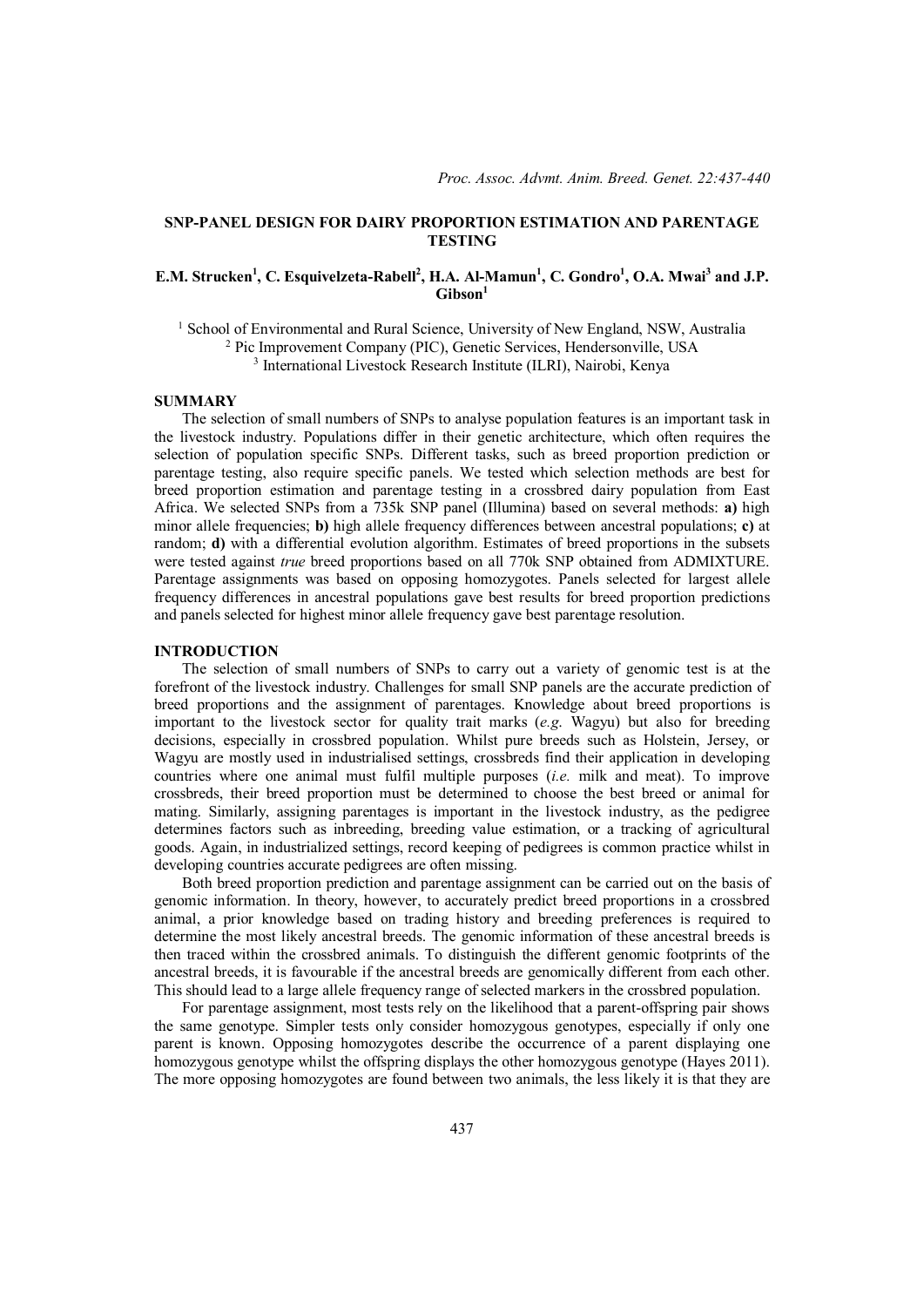# SNP-PANEL DESIGN FOR DAIRY PROPORTION ESTIMATION AND PARENTAGE TESTING

**E.M. Strucken[1], C. Esquivelzeta-Rabell[2], H.A. Al-Mamun[1], C. Gondro[1], O.A. Mwai[3] and J.P. Gibson[1]**

[1] School of Environmental and Rural Science, University of New England, NSW, Australia
[2] Pic Improvement Company (PIC), Genetic Services, Hendersonville, USA
[3] International Livestock Research Institute (ILRI), Nairobi, Kenya

## SUMMARY

The selection of small numbers of SNPs to analyse population features is an important task in the livestock industry. Populations differ in their genetic architecture, which often requires the selection of population specific SNPs. Different tasks, such as breed proportion prediction or parentage testing, also require specific panels. We tested which selection methods are best for breed proportion estimation and parentage testing in a crossbred dairy population from East Africa. We selected SNPs from a 735k SNP panel (Illumina) based on several methods: **a)** high minor allele frequencies; **b)** high allele frequency differences between ancestral populations; **c)** at random; **d)** with a differential evolution algorithm. Estimates of breed proportions in the subsets were tested against *true* breed proportions based on all 770k SNP obtained from ADMIXTURE. Parentage assignments was based on opposing homozygotes. Panels selected for largest allele frequency differences in ancestral populations gave best results for breed proportion predictions and panels selected for highest minor allele frequency gave best parentage resolution.

## INTRODUCTION

The selection of small numbers of SNPs to carry out a variety of genomic test is at the forefront of the livestock industry. Challenges for small SNP panels are the accurate prediction of breed proportions and the assignment of parentages. Knowledge about breed proportions is important to the livestock sector for quality trait marks (*e.g.* Wagyu) but also for breeding decisions, especially in crossbred population. Whilst pure breeds such as Holstein, Jersey, or Wagyu are mostly used in industrialised settings, crossbreds find their application in developing countries where one animal must fulfil multiple purposes (*i.e.* milk and meat). To improve crossbreds, their breed proportion must be determined to choose the best breed or animal for mating. Similarly, assigning parentages is important in the livestock industry, as the pedigree determines factors such as inbreeding, breeding value estimation, or a tracking of agricultural goods. Again, in industrialized settings, record keeping of pedigrees is common practice whilst in developing countries accurate pedigrees are often missing.

Both breed proportion prediction and parentage assignment can be carried out on the basis of genomic information. In theory, however, to accurately predict breed proportions in a crossbred animal, a prior knowledge based on trading history and breeding preferences is required to determine the most likely ancestral breeds. The genomic information of these ancestral breeds is then traced within the crossbred animals. To distinguish the different genomic footprints of the ancestral breeds, it is favourable if the ancestral breeds are genomically different from each other. This should lead to a large allele frequency range of selected markers in the crossbred population.

For parentage assignment, most tests rely on the likelihood that a parent-offspring pair shows the same genotype. Simpler tests only consider homozygous genotypes, especially if only one parent is known. Opposing homozygotes describe the occurrence of a parent displaying one homozygous genotype whilst the offspring displays the other homozygous genotype (Hayes 2011). The more opposing homozygotes are found between two animals, the less likely it is that they are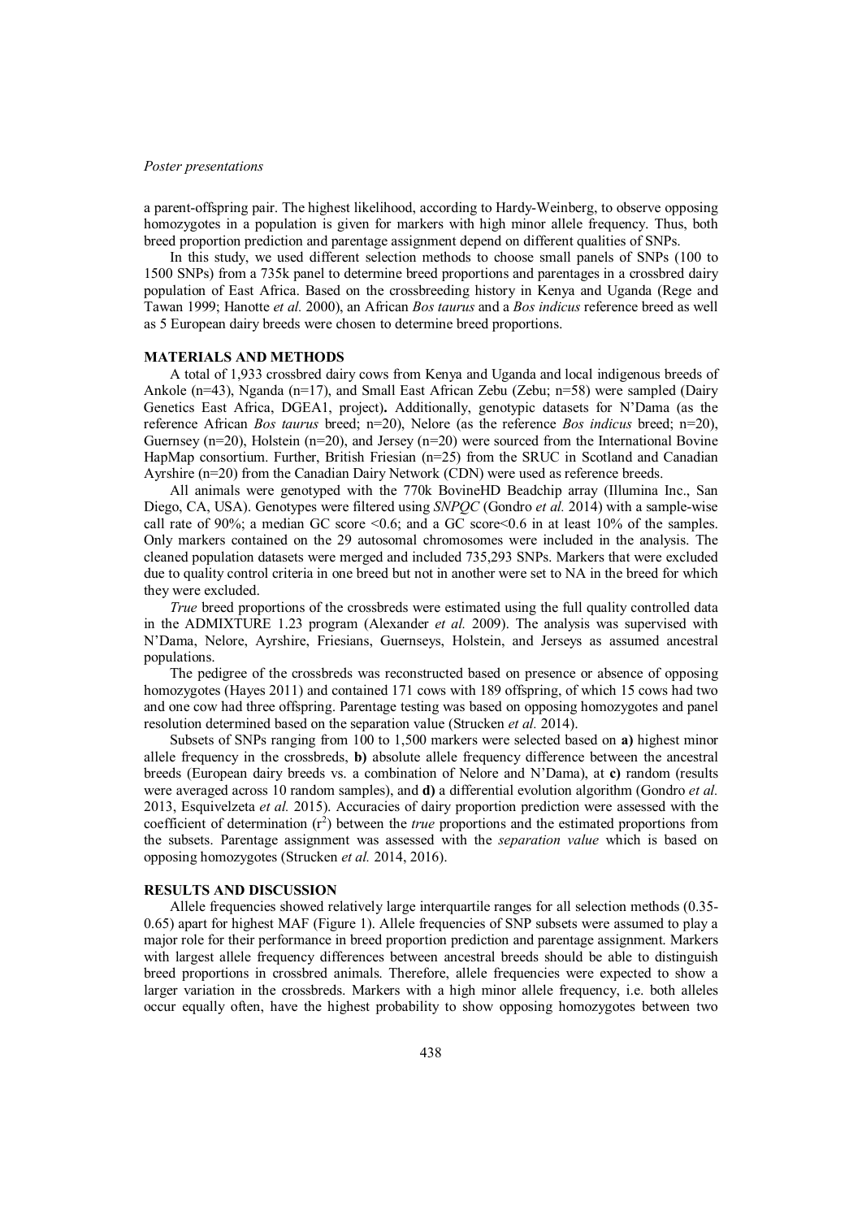a parent-offspring pair. The highest likelihood, according to Hardy-Weinberg, to observe opposing homozygotes in a population is given for markers with high minor allele frequency. Thus, both breed proportion prediction and parentage assignment depend on different qualities of SNPs.

In this study, we used different selection methods to choose small panels of SNPs (100 to 1500 SNPs) from a 735k panel to determine breed proportions and parentages in a crossbred dairy population of East Africa. Based on the crossbreeding history in Kenya and Uganda (Rege and Tawan 1999; Hanotte *et al.* 2000), an African *Bos taurus* and a *Bos indicus* reference breed as well as 5 European dairy breeds were chosen to determine breed proportions.

## MATERIALS AND METHODS

A total of 1,933 crossbred dairy cows from Kenya and Uganda and local indigenous breeds of Ankole (n=43), Nganda (n=17), and Small East African Zebu (Zebu; n=58) were sampled (Dairy Genetics East Africa, DGEA1, project). Additionally, genotypic datasets for N'Dama (as the reference African *Bos taurus* breed; n=20), Nelore (as the reference *Bos indicus* breed; n=20), Guernsey (n=20), Holstein (n=20), and Jersey (n=20) were sourced from the International Bovine HapMap consortium. Further, British Friesian (n=25) from the SRUC in Scotland and Canadian Ayrshire (n=20) from the Canadian Dairy Network (CDN) were used as reference breeds.

All animals were genotyped with the 770k BovineHD Beadchip array (Illumina Inc., San Diego, CA, USA). Genotypes were filtered using *SNPQC* (Gondro *et al.* 2014) with a sample-wise call rate of 90%; a median GC score <0.6; and a GC score<0.6 in at least 10% of the samples. Only markers contained on the 29 autosomal chromosomes were included in the analysis. The cleaned population datasets were merged and included 735,293 SNPs. Markers that were excluded due to quality control criteria in one breed but not in another were set to NA in the breed for which they were excluded.

*True* breed proportions of the crossbreds were estimated using the full quality controlled data in the ADMIXTURE 1.23 program (Alexander *et al.* 2009). The analysis was supervised with N'Dama, Nelore, Ayrshire, Friesians, Guernseys, Holstein, and Jerseys as assumed ancestral populations.

The pedigree of the crossbreds was reconstructed based on presence or absence of opposing homozygotes (Hayes 2011) and contained 171 cows with 189 offspring, of which 15 cows had two and one cow had three offspring. Parentage testing was based on opposing homozygotes and panel resolution determined based on the separation value (Strucken *et al.* 2014).

Subsets of SNPs ranging from 100 to 1,500 markers were selected based on **a)** highest minor allele frequency in the crossbreds, **b)** absolute allele frequency difference between the ancestral breeds (European dairy breeds vs. a combination of Nelore and N'Dama), at **c)** random (results were averaged across 10 random samples), and **d)** a differential evolution algorithm (Gondro *et al.* 2013, Esquivelzeta *et al.* 2015). Accuracies of dairy proportion prediction were assessed with the coefficient of determination ($r^2$) between the *true* proportions and the estimated proportions from the subsets. Parentage assignment was assessed with the *separation value* which is based on opposing homozygotes (Strucken *et al.* 2014, 2016).

## RESULTS AND DISCUSSION

Allele frequencies showed relatively large interquartile ranges for all selection methods (0.35-0.65) apart for highest MAF (Figure 1). Allele frequencies of SNP subsets were assumed to play a major role for their performance in breed proportion prediction and parentage assignment. Markers with largest allele frequency differences between ancestral breeds should be able to distinguish breed proportions in crossbred animals. Therefore, allele frequencies were expected to show a larger variation in the crossbreds. Markers with a high minor allele frequency, i.e. both alleles occur equally often, have the highest probability to show opposing homozygotes between two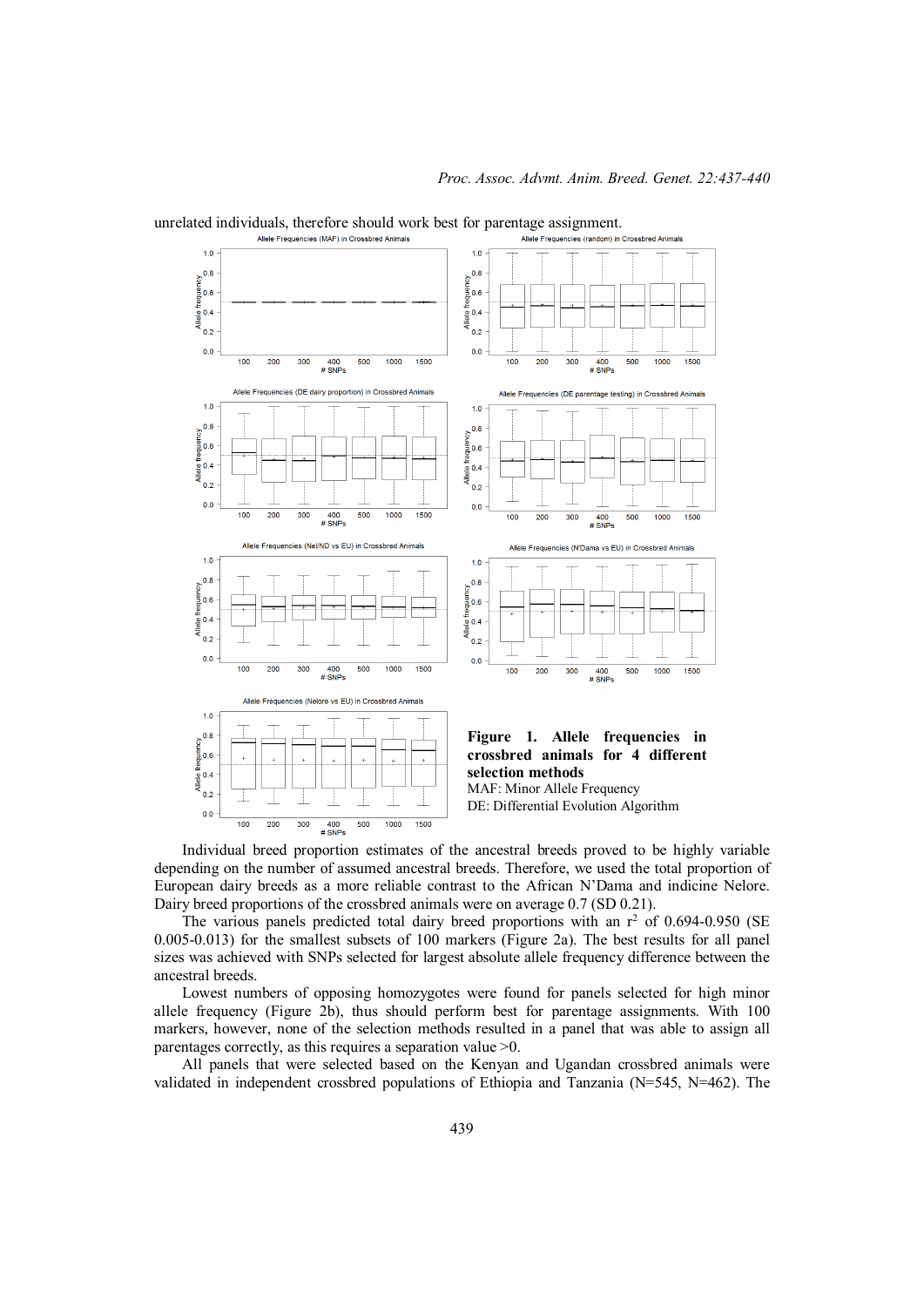unrelated individuals, therefore should work best for parentage assignment.

**Figure 1. Allele frequencies in crossbred animals for 4 different selection methods**
MAF: Minor Allele Frequency
DE: Differential Evolution Algorithm

Individual breed proportion estimates of the ancestral breeds proved to be highly variable depending on the number of assumed ancestral breeds. Therefore, we used the total proportion of European dairy breeds as a more reliable contrast to the African N'Dama and indicine Nelore. Dairy breed proportions of the crossbred animals were on average 0.7 (SD 0.21).

The various panels predicted total dairy breed proportions with an $r^2$ of 0.694-0.950 (SE 0.005-0.013) for the smallest subsets of 100 markers (Figure 2a). The best results for all panel sizes was achieved with SNPs selected for largest absolute allele frequency difference between the ancestral breeds.

Lowest numbers of opposing homozygotes were found for panels selected for high minor allele frequency (Figure 2b), thus should perform best for parentage assignments. With 100 markers, however, none of the selection methods resulted in a panel that was able to assign all parentages correctly, as this requires a separation value >0.

All panels that were selected based on the Kenyan and Ugandan crossbred animals were validated in independent crossbred populations of Ethiopia and Tanzania (N=545, N=462). The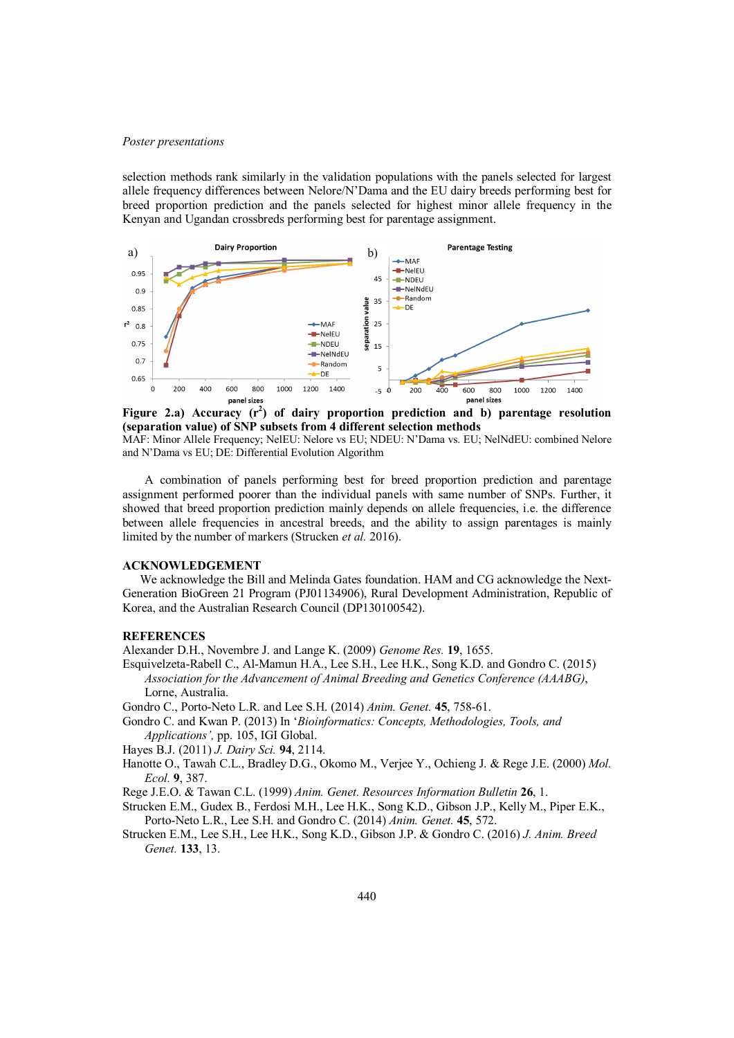selection methods rank similarly in the validation populations with the panels selected for largest allele frequency differences between Nelore/N'Dama and the EU dairy breeds performing best for breed proportion prediction and the panels selected for highest minor allele frequency in the Kenyan and Ugandan crossbreds performing best for parentage assignment.

a)
Dairy Proportion
$r^2$
0.95
0.9
0.85
0.8
0.75
0.7
0.65
0 200 400 600 800 1000 1200 1400
panel sizes
MAF
NelEU
NDEU
NelNdEU
Random
DE

b)
Parentage Testing
separation value
45
35
25
15
5
-5
0 200 400 600 800 1000 1200 1400
panel sizes
MAF
NelEU
NDEU
NelNdEU
Random
DE

**Figure 2.a) Accuracy ($r^2$) of dairy proportion prediction and b) parentage resolution (separation value) of SNP subsets from 4 different selection methods**
MAF: Minor Allele Frequency; NelEU: Nelore vs EU; NDEU: N'Dama vs. EU; NelNdEU: combined Nelore and N'Dama vs EU; DE: Differential Evolution Algorithm

A combination of panels performing best for breed proportion prediction and parentage assignment performed poorer than the individual panels with same number of SNPs. Further, it showed that breed proportion prediction mainly depends on allele frequencies, i.e. the difference between allele frequencies in ancestral breeds, and the ability to assign parentages is mainly limited by the number of markers (Strucken *et al.* 2016).

## ACKNOWLEDGEMENT

We acknowledge the Bill and Melinda Gates foundation. HAM and CG acknowledge the Next-Generation BioGreen 21 Program (PJ01134906), Rural Development Administration, Republic of Korea, and the Australian Research Council (DP130100542).

## REFERENCES

Alexander D.H., Novembre J. and Lange K. (2009) *Genome Res.* **19**, 1655.

Esquivelzeta-Rabell C., Al-Mamun H.A., Lee S.H., Lee H.K., Song K.D. and Gondro C. (2015) *Association for the Advancement of Animal Breeding and Genetics Conference (AAABG)*, Lorne, Australia.

Gondro C., Porto-Neto L.R. and Lee S.H. (2014) *Anim. Genet.* **45**, 758-61.

Gondro C. and Kwan P. (2013) In '*Bioinformatics: Concepts, Methodologies, Tools, and Applications*', pp. 105, IGI Global.

Hayes B.J. (2011) *J. Dairy Sci.* **94**, 2114.

Hanotte O., Tawah C.L., Bradley D.G., Okomo M., Verjee Y., Ochieng J. & Rege J.E. (2000) *Mol. Ecol.* **9**, 387.

Rege J.E.O. & Tawan C.L. (1999) *Anim. Genet. Resources Information Bulletin* **26**, 1.

Strucken E.M., Gudex B., Ferdosi M.H., Lee H.K., Song K.D., Gibson J.P., Kelly M., Piper E.K., Porto-Neto L.R., Lee S.H. and Gondro C. (2014) *Anim. Genet.* **45**, 572.

Strucken E.M., Lee S.H., Lee H.K., Song K.D., Gibson J.P. & Gondro C. (2016) *J. Anim. Breed Genet.* **133**, 13.